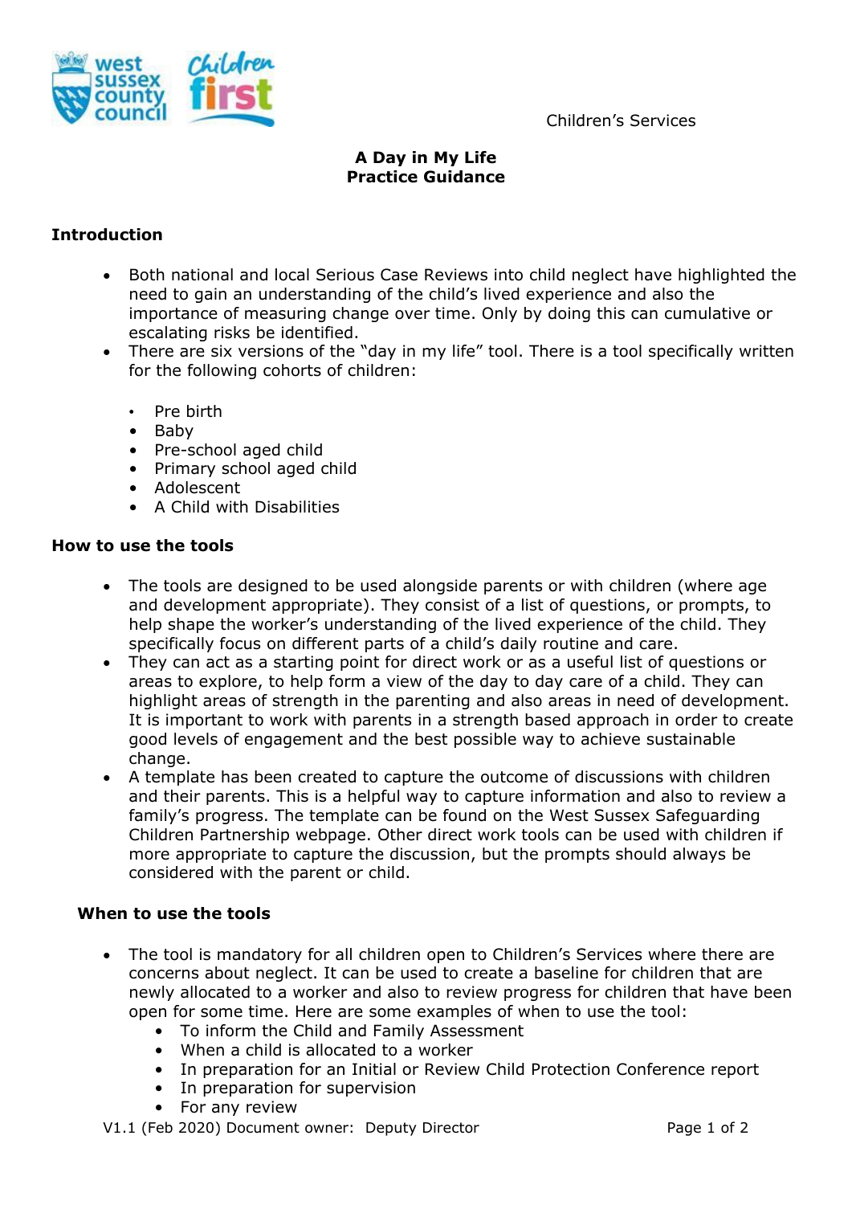Children's Services

# A Day in My Life
# Practice Guidance

## Introduction

- Both national and local Serious Case Reviews into child neglect have highlighted the need to gain an understanding of the child's lived experience and also the importance of measuring change over time. Only by doing this can cumulative or escalating risks be identified.
- There are six versions of the "day in my life" tool. There is a tool specifically written for the following cohorts of children:

  - Pre birth
  - Baby
  - Pre-school aged child
  - Primary school aged child
  - Adolescent
  - A Child with Disabilities

## How to use the tools

- The tools are designed to be used alongside parents or with children (where age and development appropriate). They consist of a list of questions, or prompts, to help shape the worker's understanding of the lived experience of the child. They specifically focus on different parts of a child's daily routine and care.
- They can act as a starting point for direct work or as a useful list of questions or areas to explore, to help form a view of the day to day care of a child. They can highlight areas of strength in the parenting and also areas in need of development. It is important to work with parents in a strength based approach in order to create good levels of engagement and the best possible way to achieve sustainable change.
- A template has been created to capture the outcome of discussions with children and their parents. This is a helpful way to capture information and also to review a family's progress. The template can be found on the West Sussex Safeguarding Children Partnership webpage. Other direct work tools can be used with children if more appropriate to capture the discussion, but the prompts should always be considered with the parent or child.

## When to use the tools

- The tool is mandatory for all children open to Children's Services where there are concerns about neglect. It can be used to create a baseline for children that are newly allocated to a worker and also to review progress for children that have been open for some time. Here are some examples of when to use the tool:
  - To inform the Child and Family Assessment
  - When a child is allocated to a worker
  - In preparation for an Initial or Review Child Protection Conference report
  - In preparation for supervision
  - For any review

V1.1 (Feb 2020) Document owner: Deputy Director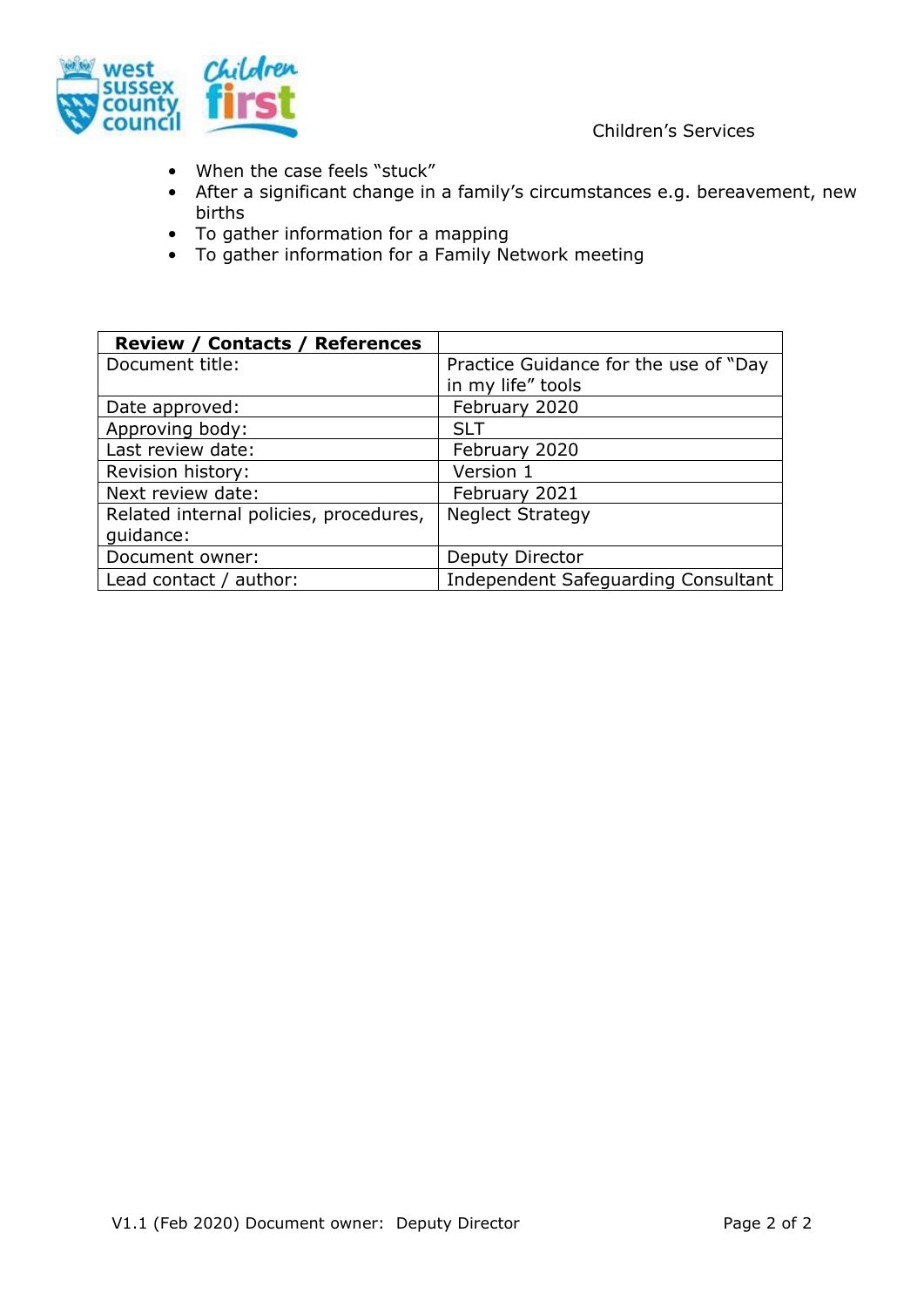- When the case feels "stuck"
- After a significant change in a family's circumstances e.g. bereavement, new births
- To gather information for a mapping
- To gather information for a Family Network meeting

| **Review / Contacts / References** | |
|---|---|
| Document title: | Practice Guidance for the use of "Day in my life" tools |
| Date approved: | February 2020 |
| Approving body: | SLT |
| Last review date: | February 2020 |
| Revision history: | Version 1 |
| Next review date: | February 2021 |
| Related internal policies, procedures, guidance: | Neglect Strategy |
| Document owner: | Deputy Director |
| Lead contact / author: | Independent Safeguarding Consultant |